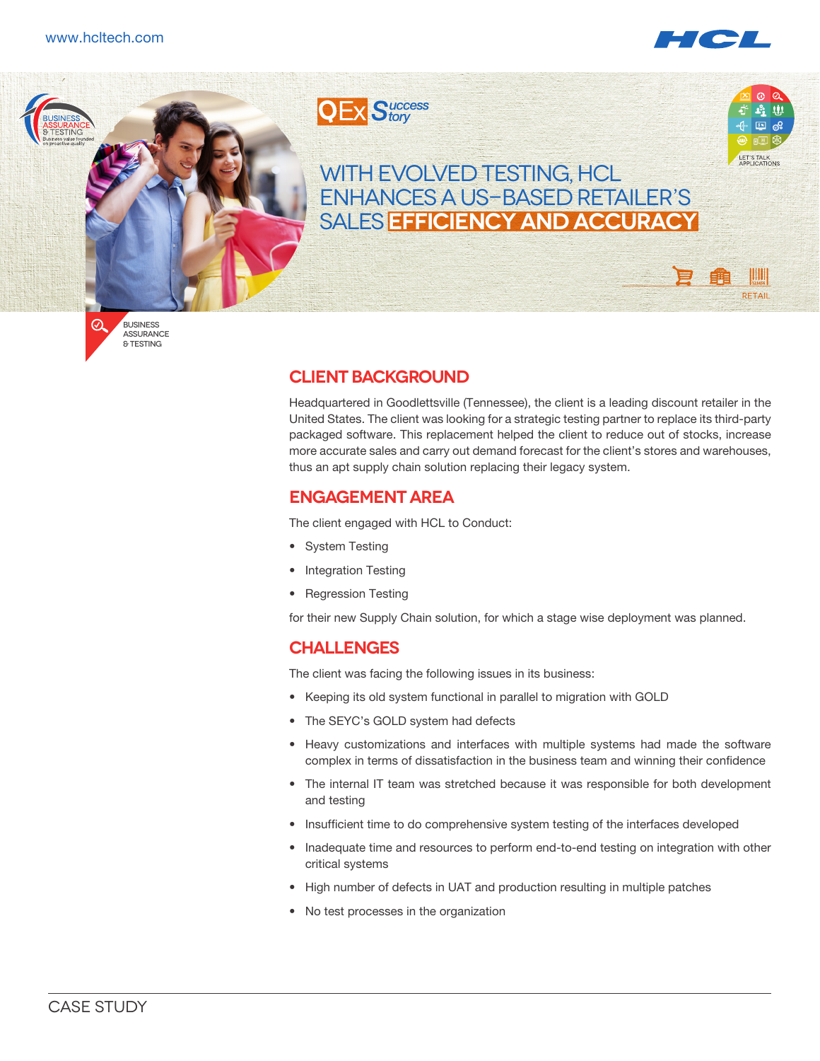# WITH EVOLVED TESTING, HCL ENHANCES A US-BASED RETAILER'S SALES EFFICIENCY AND ACCURACY

## CLIENT BACKGROUND

Headquartered in Goodlettsville (Tennessee), the client is a leading discount retailer in the United States. The client was looking for a strategic testing partner to replace its third-party packaged software. This replacement helped the client to reduce out of stocks, increase more accurate sales and carry out demand forecast for the client's stores and warehouses, thus an apt supply chain solution replacing their legacy system.

## ENGAGEMENT AREA

The client engaged with HCL to Conduct:

- System Testing
- Integration Testing
- Regression Testing

for their new Supply Chain solution, for which a stage wise deployment was planned.

## CHALLENGES

The client was facing the following issues in its business:

- Keeping its old system functional in parallel to migration with GOLD
- The SEYC's GOLD system had defects
- Heavy customizations and interfaces with multiple systems had made the software complex in terms of dissatisfaction in the business team and winning their confidence
- The internal IT team was stretched because it was responsible for both development and testing
- Insufficient time to do comprehensive system testing of the interfaces developed
- Inadequate time and resources to perform end-to-end testing on integration with other critical systems
- High number of defects in UAT and production resulting in multiple patches
- No test processes in the organization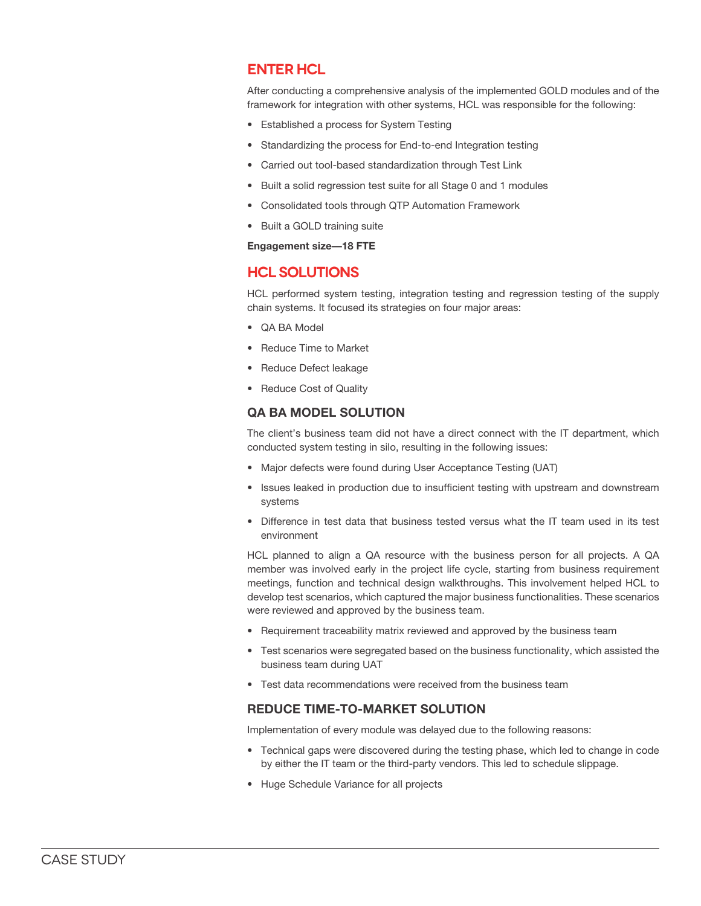## ENTER HCL

After conducting a comprehensive analysis of the implemented GOLD modules and of the framework for integration with other systems, HCL was responsible for the following:

- Established a process for System Testing
- Standardizing the process for End-to-end Integration testing
- Carried out tool-based standardization through Test Link
- Built a solid regression test suite for all Stage 0 and 1 modules
- Consolidated tools through QTP Automation Framework
- Built a GOLD training suite

**Engagement size—18 FTE**

## HCL SOLUTIONS

HCL performed system testing, integration testing and regression testing of the supply chain systems. It focused its strategies on four major areas:

- QA BA Model
- Reduce Time to Market
- Reduce Defect leakage
- Reduce Cost of Quality

### QA BA MODEL SOLUTION

The client's business team did not have a direct connect with the IT department, which conducted system testing in silo, resulting in the following issues:

- Major defects were found during User Acceptance Testing (UAT)
- Issues leaked in production due to insufficient testing with upstream and downstream systems
- Difference in test data that business tested versus what the IT team used in its test environment

HCL planned to align a QA resource with the business person for all projects. A QA member was involved early in the project life cycle, starting from business requirement meetings, function and technical design walkthroughs. This involvement helped HCL to develop test scenarios, which captured the major business functionalities. These scenarios were reviewed and approved by the business team.

- Requirement traceability matrix reviewed and approved by the business team
- Test scenarios were segregated based on the business functionality, which assisted the business team during UAT
- Test data recommendations were received from the business team

### REDUCE TIME-TO-MARKET SOLUTION

Implementation of every module was delayed due to the following reasons:

- Technical gaps were discovered during the testing phase, which led to change in code by either the IT team or the third-party vendors. This led to schedule slippage.
- Huge Schedule Variance for all projects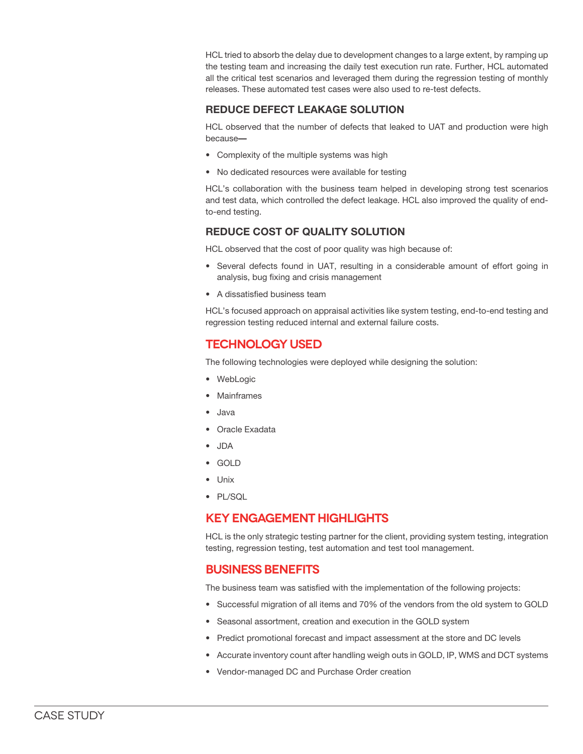HCL tried to absorb the delay due to development changes to a large extent, by ramping up the testing team and increasing the daily test execution run rate. Further, HCL automated all the critical test scenarios and leveraged them during the regression testing of monthly releases. These automated test cases were also used to re-test defects.

### REDUCE DEFECT LEAKAGE SOLUTION

HCL observed that the number of defects that leaked to UAT and production were high because—

- Complexity of the multiple systems was high
- No dedicated resources were available for testing

HCL's collaboration with the business team helped in developing strong test scenarios and test data, which controlled the defect leakage. HCL also improved the quality of end-to-end testing.

### REDUCE COST OF QUALITY SOLUTION

HCL observed that the cost of poor quality was high because of:

- Several defects found in UAT, resulting in a considerable amount of effort going in analysis, bug fixing and crisis management
- A dissatisfied business team

HCL's focused approach on appraisal activities like system testing, end-to-end testing and regression testing reduced internal and external failure costs.

## TECHNOLOGY USED

The following technologies were deployed while designing the solution:

- WebLogic
- Mainframes
- Java
- Oracle Exadata
- JDA
- GOLD
- Unix
- PL/SQL

## KEY ENGAGEMENT HIGHLIGHTS

HCL is the only strategic testing partner for the client, providing system testing, integration testing, regression testing, test automation and test tool management.

## BUSINESS BENEFITS

The business team was satisfied with the implementation of the following projects:

- Successful migration of all items and 70% of the vendors from the old system to GOLD
- Seasonal assortment, creation and execution in the GOLD system
- Predict promotional forecast and impact assessment at the store and DC levels
- Accurate inventory count after handling weigh outs in GOLD, IP, WMS and DCT systems
- Vendor-managed DC and Purchase Order creation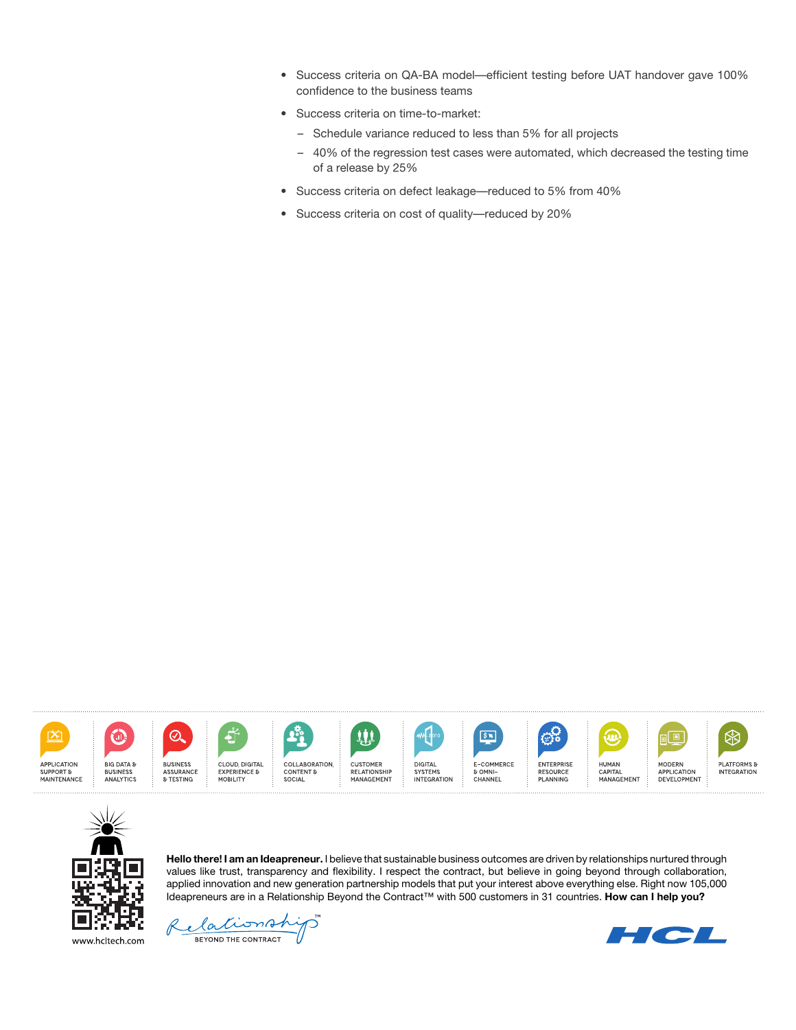- Success criteria on QA-BA model—efficient testing before UAT handover gave 100% confidence to the business teams
- Success criteria on time-to-market:
  - Schedule variance reduced to less than 5% for all projects
  - 40% of the regression test cases were automated, which decreased the testing time of a release by 25%
- Success criteria on defect leakage—reduced to 5% from 40%
- Success criteria on cost of quality—reduced by 20%

APPLICATION SUPPORT & MAINTENANCE | BIG DATA & BUSINESS ANALYTICS | BUSINESS ASSURANCE & TESTING | CLOUD, DIGITAL EXPERIENCE & MOBILITY | COLLABORATION, CONTENT & SOCIAL | CUSTOMER RELATIONSHIP MANAGEMENT | DIGITAL SYSTEMS INTEGRATION | E-COMMERCE & OMNI-CHANNEL | ENTERPRISE RESOURCE PLANNING | HUMAN CAPITAL MANAGEMENT | MODERN APPLICATION DEVELOPMENT | PLATFORMS & INTEGRATION

**Hello there! I am an Ideapreneur.** I believe that sustainable business outcomes are driven by relationships nurtured through values like trust, transparency and flexibility. I respect the contract, but believe in going beyond through collaboration, applied innovation and new generation partnership models that put your interest above everything else. Right now 105,000 Ideapreneurs are in a Relationship Beyond the Contract™ with 500 customers in 31 countries. **How can I help you?**

www.hcltech.com

Relationship™ BEYOND THE CONTRACT

HCL